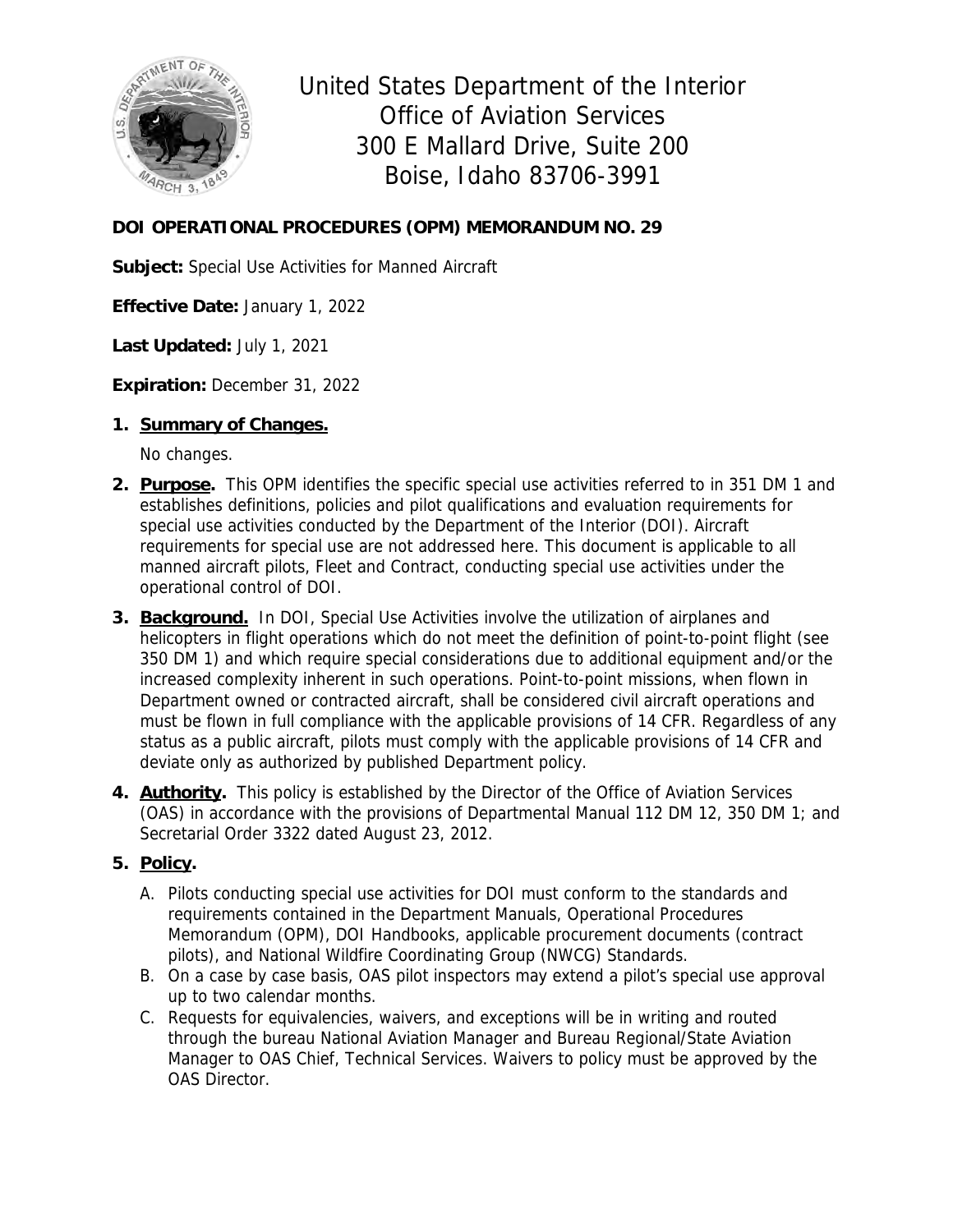United States Department of the Interior
Office of Aviation Services
300 E Mallard Drive, Suite 200
Boise, Idaho 83706-3991

**DOI OPERATIONAL PROCEDURES (OPM) MEMORANDUM NO. 29**

**Subject:** Special Use Activities for Manned Aircraft

**Effective Date:** January 1, 2022

**Last Updated:** July 1, 2021

**Expiration:** December 31, 2022

1. **Summary of Changes.**

   No changes.

2. **Purpose.** This OPM identifies the specific special use activities referred to in 351 DM 1 and establishes definitions, policies and pilot qualifications and evaluation requirements for special use activities conducted by the Department of the Interior (DOI). Aircraft requirements for special use are not addressed here. This document is applicable to all manned aircraft pilots, Fleet and Contract, conducting special use activities under the operational control of DOI.

3. **Background.** In DOI, Special Use Activities involve the utilization of airplanes and helicopters in flight operations which do not meet the definition of point-to-point flight (see 350 DM 1) and which require special considerations due to additional equipment and/or the increased complexity inherent in such operations. Point-to-point missions, when flown in Department owned or contracted aircraft, shall be considered civil aircraft operations and must be flown in full compliance with the applicable provisions of 14 CFR. Regardless of any status as a public aircraft, pilots must comply with the applicable provisions of 14 CFR and deviate only as authorized by published Department policy.

4. **Authority.** This policy is established by the Director of the Office of Aviation Services (OAS) in accordance with the provisions of Departmental Manual 112 DM 12, 350 DM 1; and Secretarial Order 3322 dated August 23, 2012.

5. **Policy.**

   A. Pilots conducting special use activities for DOI must conform to the standards and requirements contained in the Department Manuals, Operational Procedures Memorandum (OPM), DOI Handbooks, applicable procurement documents (contract pilots), and National Wildfire Coordinating Group (NWCG) Standards.

   B. On a case by case basis, OAS pilot inspectors may extend a pilot's special use approval up to two calendar months.

   C. Requests for equivalencies, waivers, and exceptions will be in writing and routed through the bureau National Aviation Manager and Bureau Regional/State Aviation Manager to OAS Chief, Technical Services. Waivers to policy must be approved by the OAS Director.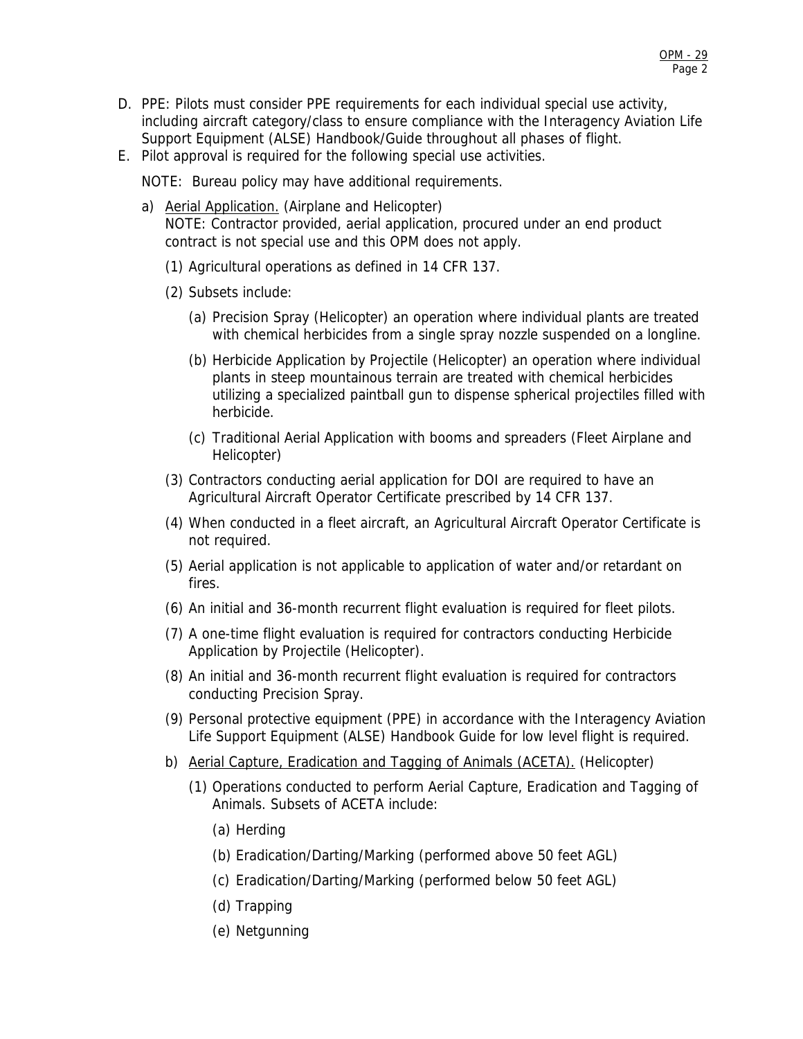D. PPE: Pilots must consider PPE requirements for each individual special use activity, including aircraft category/class to ensure compliance with the Interagency Aviation Life Support Equipment (ALSE) Handbook/Guide throughout all phases of flight.

E. Pilot approval is required for the following special use activities.

   NOTE: Bureau policy may have additional requirements.

   a) <u>Aerial Application.</u> (Airplane and Helicopter)
      NOTE: Contractor provided, aerial application, procured under an end product contract is not special use and this OPM does not apply.

      (1) Agricultural operations as defined in 14 CFR 137.

      (2) Subsets include:

         (a) Precision Spray (Helicopter) an operation where individual plants are treated with chemical herbicides from a single spray nozzle suspended on a longline.

         (b) Herbicide Application by Projectile (Helicopter) an operation where individual plants in steep mountainous terrain are treated with chemical herbicides utilizing a specialized paintball gun to dispense spherical projectiles filled with herbicide.

         (c) Traditional Aerial Application with booms and spreaders (Fleet Airplane and Helicopter)

      (3) Contractors conducting aerial application for DOI are required to have an Agricultural Aircraft Operator Certificate prescribed by 14 CFR 137.

      (4) When conducted in a fleet aircraft, an Agricultural Aircraft Operator Certificate is not required.

      (5) Aerial application is not applicable to application of water and/or retardant on fires.

      (6) An initial and 36-month recurrent flight evaluation is required for fleet pilots.

      (7) A one-time flight evaluation is required for contractors conducting Herbicide Application by Projectile (Helicopter).

      (8) An initial and 36-month recurrent flight evaluation is required for contractors conducting Precision Spray.

      (9) Personal protective equipment (PPE) in accordance with the Interagency Aviation Life Support Equipment (ALSE) Handbook Guide for low level flight is required.

   b) <u>Aerial Capture, Eradication and Tagging of Animals (ACETA).</u> (Helicopter)

      (1) Operations conducted to perform Aerial Capture, Eradication and Tagging of Animals. Subsets of ACETA include:

         (a) Herding

         (b) Eradication/Darting/Marking (performed above 50 feet AGL)

         (c) Eradication/Darting/Marking (performed below 50 feet AGL)

         (d) Trapping

         (e) Netgunning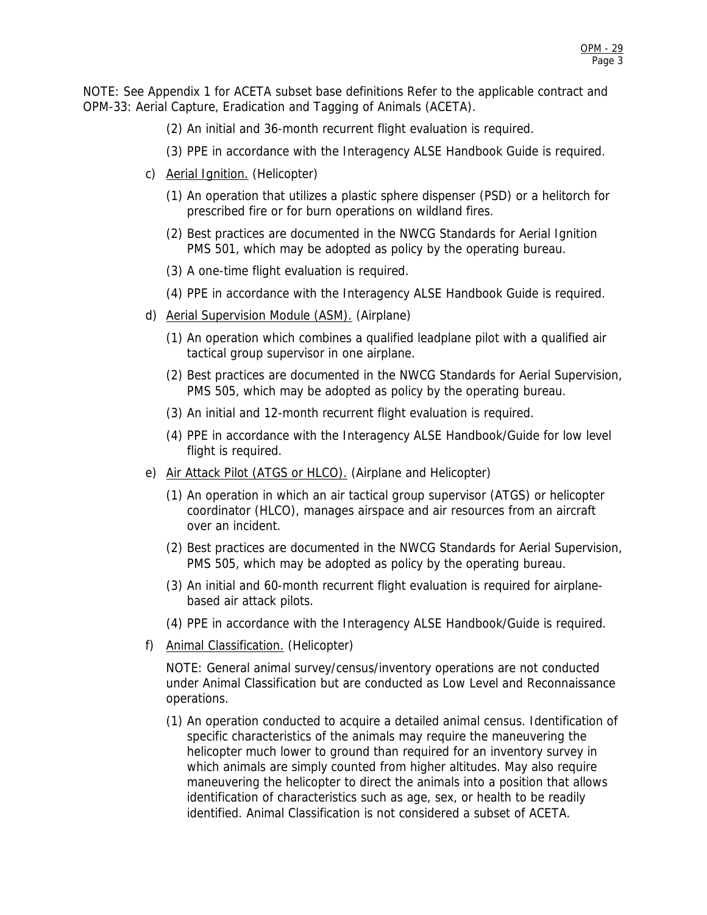NOTE: See Appendix 1 for ACETA subset base definitions Refer to the applicable contract and OPM-33: Aerial Capture, Eradication and Tagging of Animals (ACETA).

(2) An initial and 36-month recurrent flight evaluation is required.

(3) PPE in accordance with the Interagency ALSE Handbook Guide is required.

c) Aerial Ignition. (Helicopter)

(1) An operation that utilizes a plastic sphere dispenser (PSD) or a helitorch for prescribed fire or for burn operations on wildland fires.

(2) Best practices are documented in the NWCG Standards for Aerial Ignition PMS 501, which may be adopted as policy by the operating bureau.

(3) A one-time flight evaluation is required.

(4) PPE in accordance with the Interagency ALSE Handbook Guide is required.

d) Aerial Supervision Module (ASM). (Airplane)

(1) An operation which combines a qualified leadplane pilot with a qualified air tactical group supervisor in one airplane.

(2) Best practices are documented in the NWCG Standards for Aerial Supervision, PMS 505, which may be adopted as policy by the operating bureau.

(3) An initial and 12-month recurrent flight evaluation is required.

(4) PPE in accordance with the Interagency ALSE Handbook/Guide for low level flight is required.

e) Air Attack Pilot (ATGS or HLCO). (Airplane and Helicopter)

(1) An operation in which an air tactical group supervisor (ATGS) or helicopter coordinator (HLCO), manages airspace and air resources from an aircraft over an incident.

(2) Best practices are documented in the NWCG Standards for Aerial Supervision, PMS 505, which may be adopted as policy by the operating bureau.

(3) An initial and 60-month recurrent flight evaluation is required for airplane-based air attack pilots.

(4) PPE in accordance with the Interagency ALSE Handbook/Guide is required.

f) Animal Classification. (Helicopter)

NOTE: General animal survey/census/inventory operations are not conducted under Animal Classification but are conducted as Low Level and Reconnaissance operations.

(1) An operation conducted to acquire a detailed animal census. Identification of specific characteristics of the animals may require the maneuvering the helicopter much lower to ground than required for an inventory survey in which animals are simply counted from higher altitudes. May also require maneuvering the helicopter to direct the animals into a position that allows identification of characteristics such as age, sex, or health to be readily identified. Animal Classification is not considered a subset of ACETA.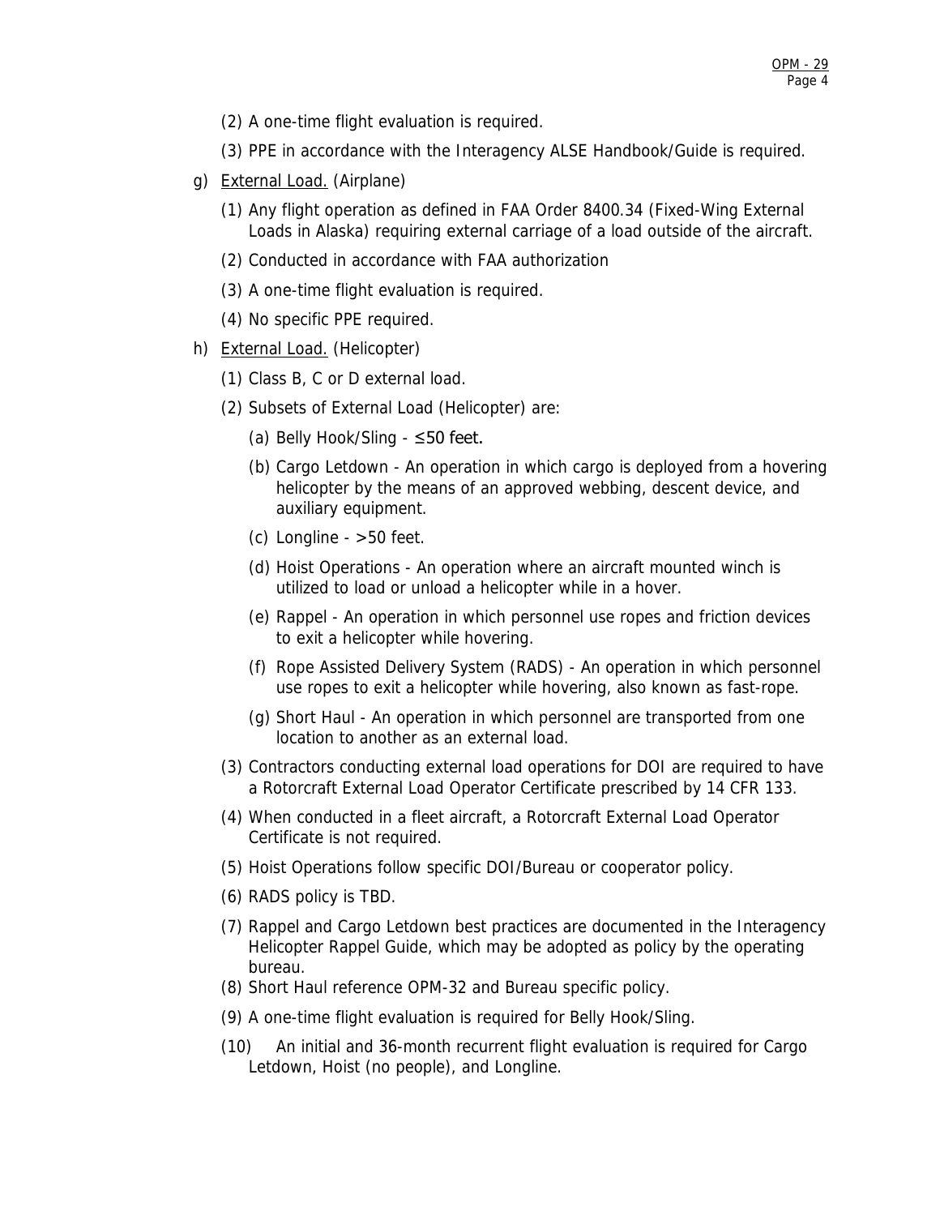(2) A one-time flight evaluation is required.

(3) PPE in accordance with the Interagency ALSE Handbook/Guide is required.

g) <u>External Load.</u> (Airplane)

(1) Any flight operation as defined in FAA Order 8400.34 (Fixed-Wing External Loads in Alaska) requiring external carriage of a load outside of the aircraft.

(2) Conducted in accordance with FAA authorization

(3) A one-time flight evaluation is required.

(4) No specific PPE required.

h) <u>External Load.</u> (Helicopter)

(1) Class B, C or D external load.

(2) Subsets of External Load (Helicopter) are:

(a) Belly Hook/Sling - ≤50 feet.

(b) Cargo Letdown - An operation in which cargo is deployed from a hovering helicopter by the means of an approved webbing, descent device, and auxiliary equipment.

(c) Longline - >50 feet.

(d) Hoist Operations - An operation where an aircraft mounted winch is utilized to load or unload a helicopter while in a hover.

(e) Rappel - An operation in which personnel use ropes and friction devices to exit a helicopter while hovering.

(f) Rope Assisted Delivery System (RADS) - An operation in which personnel use ropes to exit a helicopter while hovering, also known as fast-rope.

(g) Short Haul - An operation in which personnel are transported from one location to another as an external load.

(3) Contractors conducting external load operations for DOI are required to have a Rotorcraft External Load Operator Certificate prescribed by 14 CFR 133.

(4) When conducted in a fleet aircraft, a Rotorcraft External Load Operator Certificate is not required.

(5) Hoist Operations follow specific DOI/Bureau or cooperator policy.

(6) RADS policy is TBD.

(7) Rappel and Cargo Letdown best practices are documented in the Interagency Helicopter Rappel Guide, which may be adopted as policy by the operating bureau.

(8) Short Haul reference OPM-32 and Bureau specific policy.

(9) A one-time flight evaluation is required for Belly Hook/Sling.

(10) An initial and 36-month recurrent flight evaluation is required for Cargo Letdown, Hoist (no people), and Longline.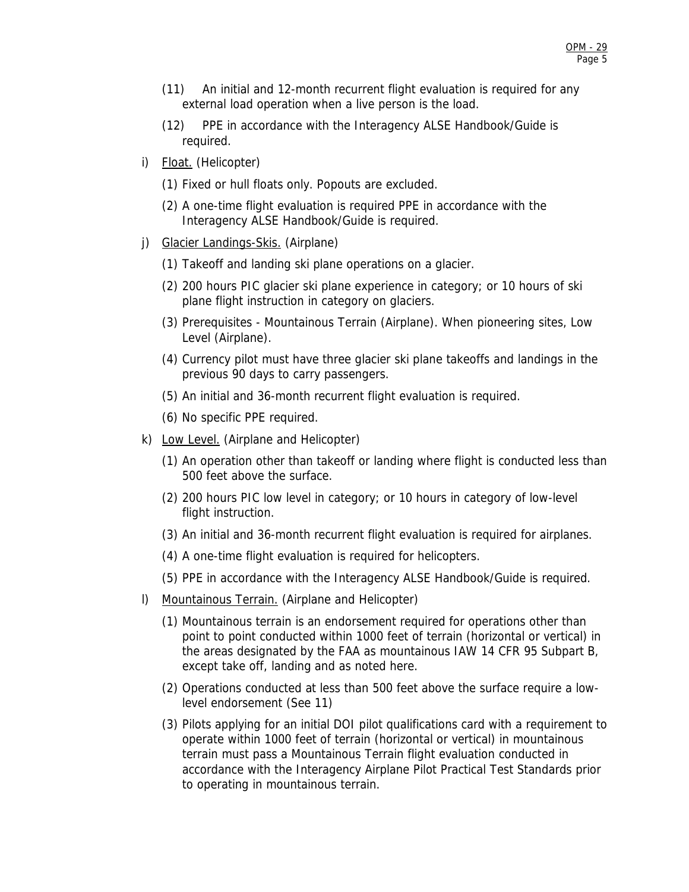(11) An initial and 12-month recurrent flight evaluation is required for any external load operation when a live person is the load.

(12) PPE in accordance with the Interagency ALSE Handbook/Guide is required.

i) <u>Float.</u> (Helicopter)

(1) Fixed or hull floats only. Popouts are excluded.

(2) A one-time flight evaluation is required PPE in accordance with the Interagency ALSE Handbook/Guide is required.

j) <u>Glacier Landings-Skis.</u> (Airplane)

(1) Takeoff and landing ski plane operations on a glacier.

(2) 200 hours PIC glacier ski plane experience in category; or 10 hours of ski plane flight instruction in category on glaciers.

(3) Prerequisites - Mountainous Terrain (Airplane). When pioneering sites, Low Level (Airplane).

(4) Currency pilot must have three glacier ski plane takeoffs and landings in the previous 90 days to carry passengers.

(5) An initial and 36-month recurrent flight evaluation is required.

(6) No specific PPE required.

k) <u>Low Level.</u> (Airplane and Helicopter)

(1) An operation other than takeoff or landing where flight is conducted less than 500 feet above the surface.

(2) 200 hours PIC low level in category; or 10 hours in category of low-level flight instruction.

(3) An initial and 36-month recurrent flight evaluation is required for airplanes.

(4) A one-time flight evaluation is required for helicopters.

(5) PPE in accordance with the Interagency ALSE Handbook/Guide is required.

l) <u>Mountainous Terrain.</u> (Airplane and Helicopter)

(1) Mountainous terrain is an endorsement required for operations other than point to point conducted within 1000 feet of terrain (horizontal or vertical) in the areas designated by the FAA as mountainous IAW 14 CFR 95 Subpart B, except take off, landing and as noted here.

(2) Operations conducted at less than 500 feet above the surface require a low-level endorsement (See 11)

(3) Pilots applying for an initial DOI pilot qualifications card with a requirement to operate within 1000 feet of terrain (horizontal or vertical) in mountainous terrain must pass a Mountainous Terrain flight evaluation conducted in accordance with the Interagency Airplane Pilot Practical Test Standards prior to operating in mountainous terrain.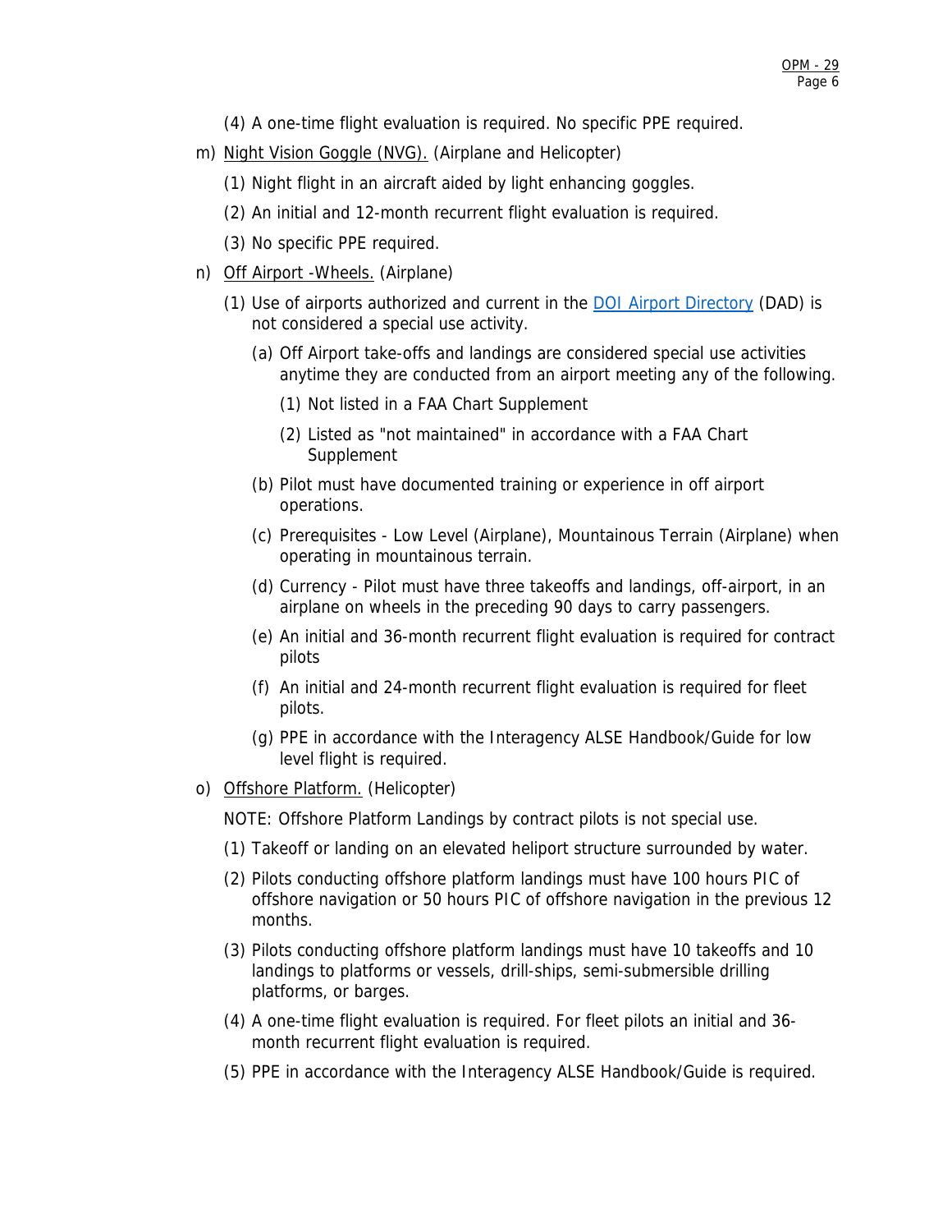(4) A one-time flight evaluation is required. No specific PPE required.

m) Night Vision Goggle (NVG). (Airplane and Helicopter)

   (1) Night flight in an aircraft aided by light enhancing goggles.

   (2) An initial and 12-month recurrent flight evaluation is required.

   (3) No specific PPE required.

n) Off Airport -Wheels. (Airplane)

   (1) Use of airports authorized and current in the [DOI Airport Directory](#) (DAD) is not considered a special use activity.

      (a) Off Airport take-offs and landings are considered special use activities anytime they are conducted from an airport meeting any of the following.

         (1) Not listed in a FAA Chart Supplement

         (2) Listed as "not maintained" in accordance with a FAA Chart Supplement

      (b) Pilot must have documented training or experience in off airport operations.

      (c) Prerequisites - Low Level (Airplane), Mountainous Terrain (Airplane) when operating in mountainous terrain.

      (d) Currency - Pilot must have three takeoffs and landings, off-airport, in an airplane on wheels in the preceding 90 days to carry passengers.

      (e) An initial and 36-month recurrent flight evaluation is required for contract pilots

      (f) An initial and 24-month recurrent flight evaluation is required for fleet pilots.

      (g) PPE in accordance with the Interagency ALSE Handbook/Guide for low level flight is required.

o) Offshore Platform. (Helicopter)

   NOTE: Offshore Platform Landings by contract pilots is not special use.

   (1) Takeoff or landing on an elevated heliport structure surrounded by water.

   (2) Pilots conducting offshore platform landings must have 100 hours PIC of offshore navigation or 50 hours PIC of offshore navigation in the previous 12 months.

   (3) Pilots conducting offshore platform landings must have 10 takeoffs and 10 landings to platforms or vessels, drill-ships, semi-submersible drilling platforms, or barges.

   (4) A one-time flight evaluation is required. For fleet pilots an initial and 36-month recurrent flight evaluation is required.

   (5) PPE in accordance with the Interagency ALSE Handbook/Guide is required.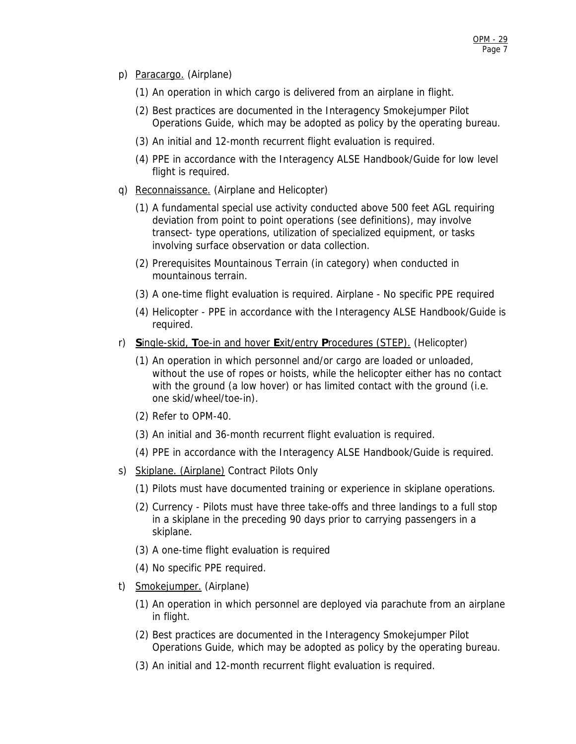p) <u>Paracargo.</u> (Airplane)

   (1) An operation in which cargo is delivered from an airplane in flight.

   (2) Best practices are documented in the Interagency Smokejumper Pilot Operations Guide, which may be adopted as policy by the operating bureau.

   (3) An initial and 12-month recurrent flight evaluation is required.

   (4) PPE in accordance with the Interagency ALSE Handbook/Guide for low level flight is required.

q) <u>Reconnaissance.</u> (Airplane and Helicopter)

   (1) A fundamental special use activity conducted above 500 feet AGL requiring deviation from point to point operations (see definitions), may involve transect- type operations, utilization of specialized equipment, or tasks involving surface observation or data collection.

   (2) Prerequisites Mountainous Terrain (in category) when conducted in mountainous terrain.

   (3) A one-time flight evaluation is required. Airplane - No specific PPE required

   (4) Helicopter - PPE in accordance with the Interagency ALSE Handbook/Guide is required.

r) <u>**S**ingle-skid, **T**oe-in and hover **E**xit/entry **P**rocedures (STEP).</u> (Helicopter)

   (1) An operation in which personnel and/or cargo are loaded or unloaded, without the use of ropes or hoists, while the helicopter either has no contact with the ground (a low hover) or has limited contact with the ground (i.e. one skid/wheel/toe-in).

   (2) Refer to OPM-40.

   (3) An initial and 36-month recurrent flight evaluation is required.

   (4) PPE in accordance with the Interagency ALSE Handbook/Guide is required.

s) <u>Skiplane. (Airplane)</u> Contract Pilots Only

   (1) Pilots must have documented training or experience in skiplane operations.

   (2) Currency - Pilots must have three take-offs and three landings to a full stop in a skiplane in the preceding 90 days prior to carrying passengers in a skiplane.

   (3) A one-time flight evaluation is required

   (4) No specific PPE required.

t) <u>Smokejumper.</u> (Airplane)

   (1) An operation in which personnel are deployed via parachute from an airplane in flight.

   (2) Best practices are documented in the Interagency Smokejumper Pilot Operations Guide, which may be adopted as policy by the operating bureau.

   (3) An initial and 12-month recurrent flight evaluation is required.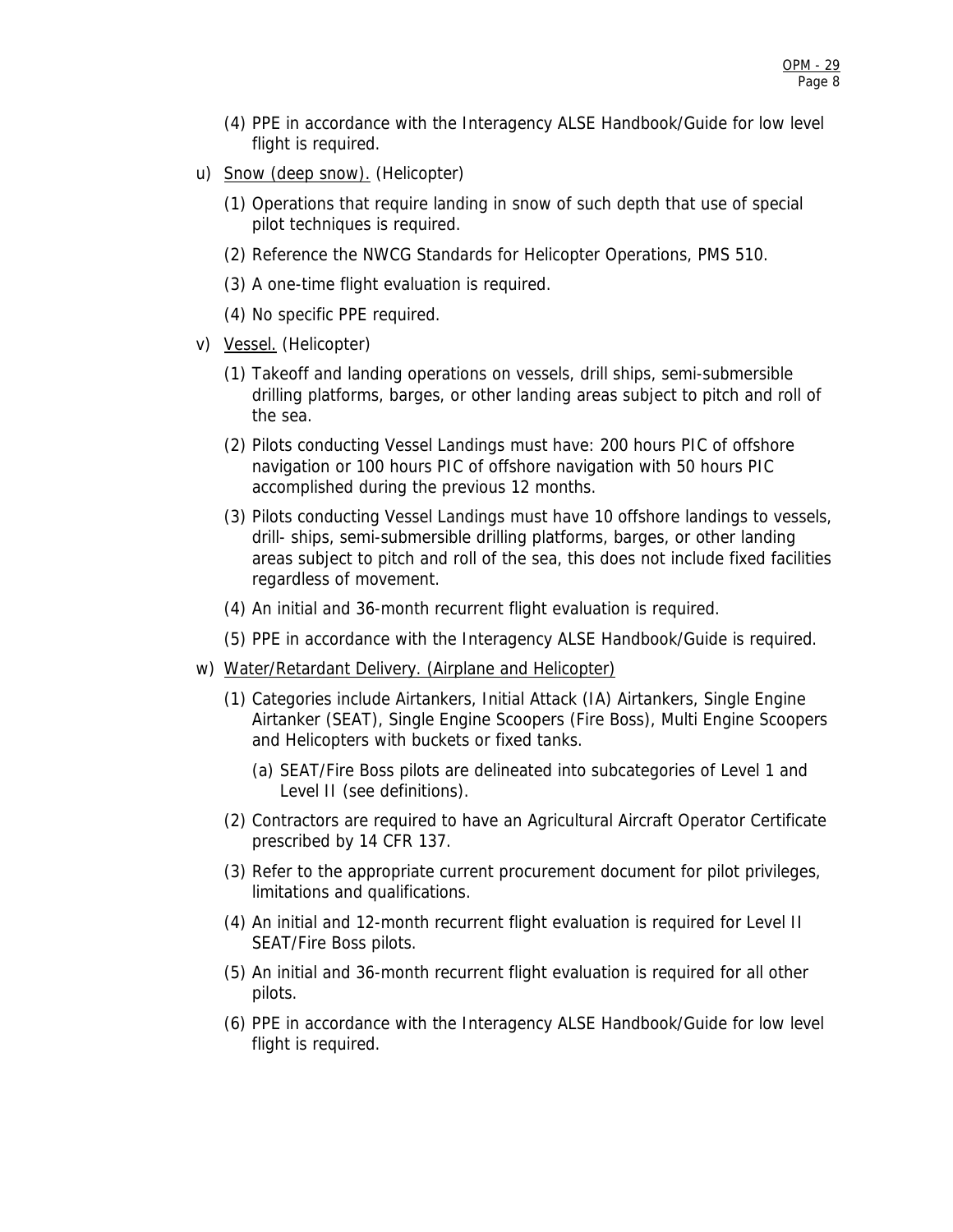(4) PPE in accordance with the Interagency ALSE Handbook/Guide for low level flight is required.

u) Snow (deep snow). (Helicopter)

(1) Operations that require landing in snow of such depth that use of special pilot techniques is required.

(2) Reference the NWCG Standards for Helicopter Operations, PMS 510.

(3) A one-time flight evaluation is required.

(4) No specific PPE required.

v) Vessel. (Helicopter)

(1) Takeoff and landing operations on vessels, drill ships, semi-submersible drilling platforms, barges, or other landing areas subject to pitch and roll of the sea.

(2) Pilots conducting Vessel Landings must have: 200 hours PIC of offshore navigation or 100 hours PIC of offshore navigation with 50 hours PIC accomplished during the previous 12 months.

(3) Pilots conducting Vessel Landings must have 10 offshore landings to vessels, drill- ships, semi-submersible drilling platforms, barges, or other landing areas subject to pitch and roll of the sea, this does not include fixed facilities regardless of movement.

(4) An initial and 36-month recurrent flight evaluation is required.

(5) PPE in accordance with the Interagency ALSE Handbook/Guide is required.

w) Water/Retardant Delivery. (Airplane and Helicopter)

(1) Categories include Airtankers, Initial Attack (IA) Airtankers, Single Engine Airtanker (SEAT), Single Engine Scoopers (Fire Boss), Multi Engine Scoopers and Helicopters with buckets or fixed tanks.

(a) SEAT/Fire Boss pilots are delineated into subcategories of Level 1 and Level II (see definitions).

(2) Contractors are required to have an Agricultural Aircraft Operator Certificate prescribed by 14 CFR 137.

(3) Refer to the appropriate current procurement document for pilot privileges, limitations and qualifications.

(4) An initial and 12-month recurrent flight evaluation is required for Level II SEAT/Fire Boss pilots.

(5) An initial and 36-month recurrent flight evaluation is required for all other pilots.

(6) PPE in accordance with the Interagency ALSE Handbook/Guide for low level flight is required.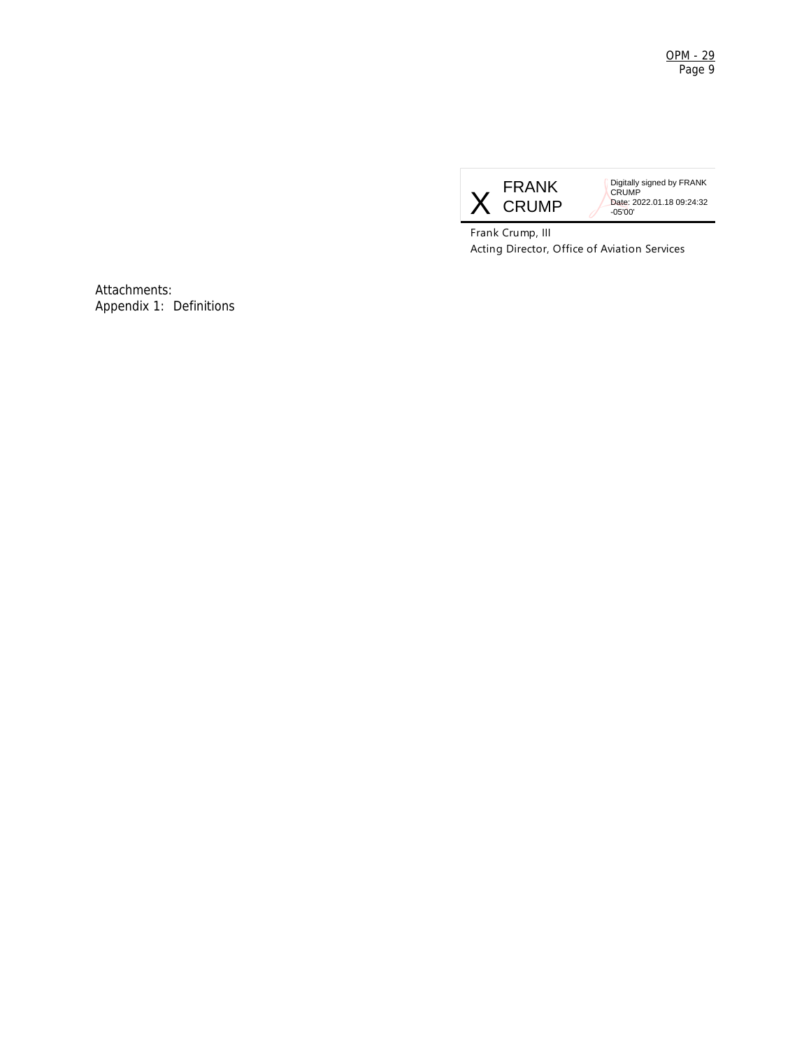X FRANK CRUMP

Digitally signed by FRANK CRUMP
Date: 2022.01.18 09:24:32 -05'00'

Frank Crump, III
Acting Director, Office of Aviation Services

Attachments:
Appendix 1: Definitions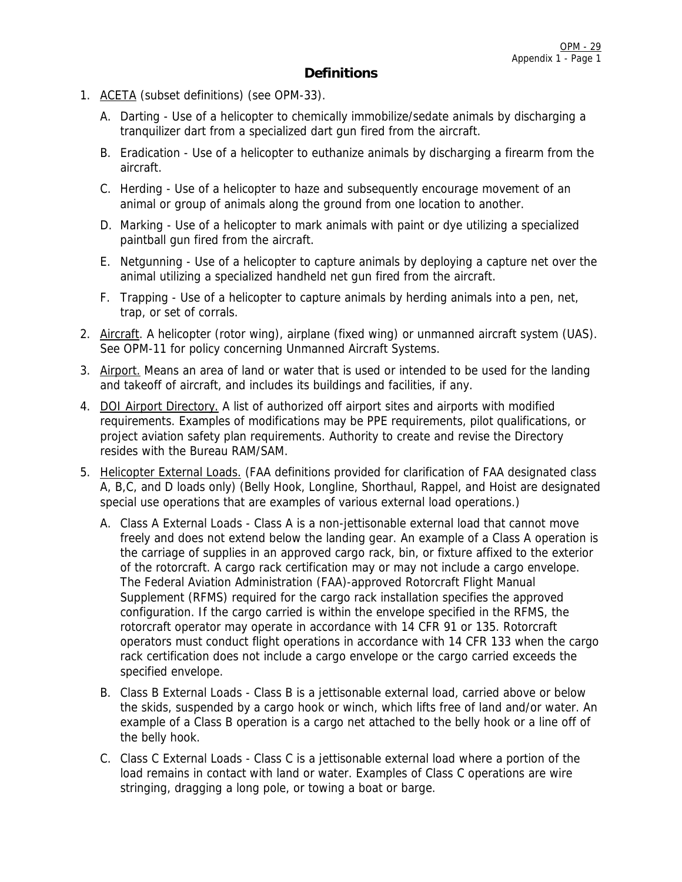## Definitions

1. ACETA (subset definitions) (see OPM-33).

   A. Darting - Use of a helicopter to chemically immobilize/sedate animals by discharging a tranquilizer dart from a specialized dart gun fired from the aircraft.

   B. Eradication - Use of a helicopter to euthanize animals by discharging a firearm from the aircraft.

   C. Herding - Use of a helicopter to haze and subsequently encourage movement of an animal or group of animals along the ground from one location to another.

   D. Marking - Use of a helicopter to mark animals with paint or dye utilizing a specialized paintball gun fired from the aircraft.

   E. Netgunning - Use of a helicopter to capture animals by deploying a capture net over the animal utilizing a specialized handheld net gun fired from the aircraft.

   F. Trapping - Use of a helicopter to capture animals by herding animals into a pen, net, trap, or set of corrals.

2. Aircraft. A helicopter (rotor wing), airplane (fixed wing) or unmanned aircraft system (UAS). See OPM-11 for policy concerning Unmanned Aircraft Systems.

3. Airport. Means an area of land or water that is used or intended to be used for the landing and takeoff of aircraft, and includes its buildings and facilities, if any.

4. DOI Airport Directory. A list of authorized off airport sites and airports with modified requirements. Examples of modifications may be PPE requirements, pilot qualifications, or project aviation safety plan requirements. Authority to create and revise the Directory resides with the Bureau RAM/SAM.

5. Helicopter External Loads. (FAA definitions provided for clarification of FAA designated class A, B,C, and D loads only) (Belly Hook, Longline, Shorthaul, Rappel, and Hoist are designated special use operations that are examples of various external load operations.)

   A. Class A External Loads - Class A is a non-jettisonable external load that cannot move freely and does not extend below the landing gear. An example of a Class A operation is the carriage of supplies in an approved cargo rack, bin, or fixture affixed to the exterior of the rotorcraft. A cargo rack certification may or may not include a cargo envelope. The Federal Aviation Administration (FAA)-approved Rotorcraft Flight Manual Supplement (RFMS) required for the cargo rack installation specifies the approved configuration. If the cargo carried is within the envelope specified in the RFMS, the rotorcraft operator may operate in accordance with 14 CFR 91 or 135. Rotorcraft operators must conduct flight operations in accordance with 14 CFR 133 when the cargo rack certification does not include a cargo envelope or the cargo carried exceeds the specified envelope.

   B. Class B External Loads - Class B is a jettisonable external load, carried above or below the skids, suspended by a cargo hook or winch, which lifts free of land and/or water. An example of a Class B operation is a cargo net attached to the belly hook or a line off of the belly hook.

   C. Class C External Loads - Class C is a jettisonable external load where a portion of the load remains in contact with land or water. Examples of Class C operations are wire stringing, dragging a long pole, or towing a boat or barge.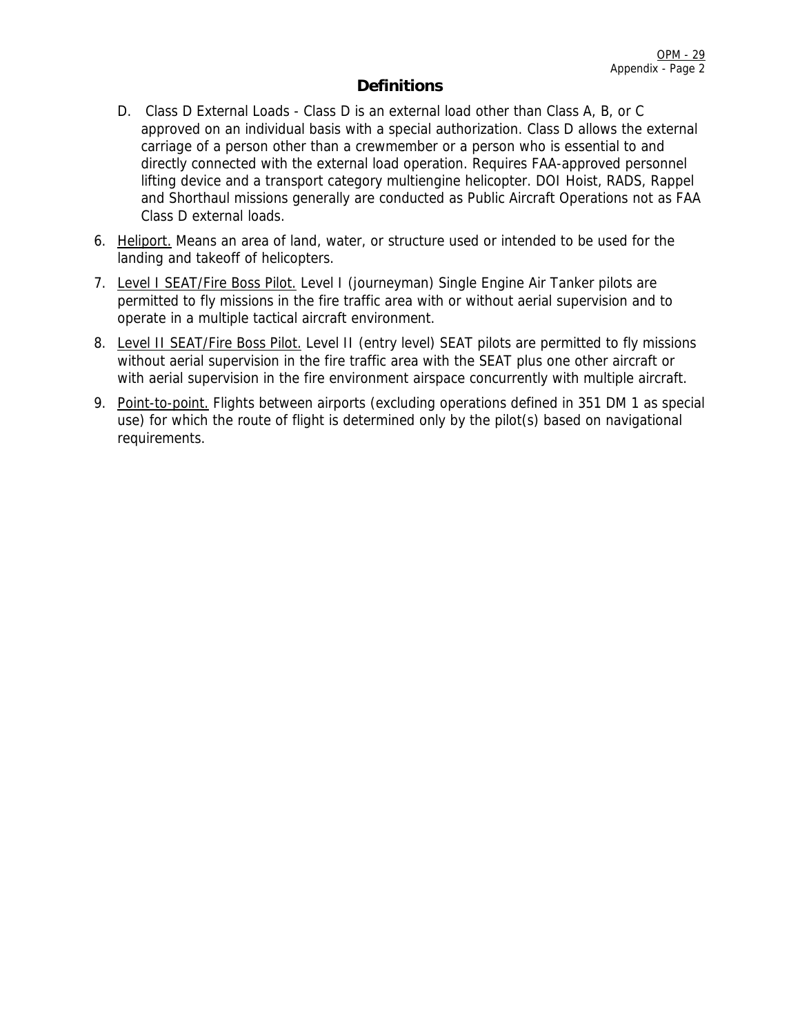## Definitions

D. Class D External Loads - Class D is an external load other than Class A, B, or C approved on an individual basis with a special authorization. Class D allows the external carriage of a person other than a crewmember or a person who is essential to and directly connected with the external load operation. Requires FAA-approved personnel lifting device and a transport category multiengine helicopter. DOI Hoist, RADS, Rappel and Shorthaul missions generally are conducted as Public Aircraft Operations not as FAA Class D external loads.

6. Heliport. Means an area of land, water, or structure used or intended to be used for the landing and takeoff of helicopters.
7. Level I SEAT/Fire Boss Pilot. Level I (journeyman) Single Engine Air Tanker pilots are permitted to fly missions in the fire traffic area with or without aerial supervision and to operate in a multiple tactical aircraft environment.
8. Level II SEAT/Fire Boss Pilot. Level II (entry level) SEAT pilots are permitted to fly missions without aerial supervision in the fire traffic area with the SEAT plus one other aircraft or with aerial supervision in the fire environment airspace concurrently with multiple aircraft.
9. Point-to-point. Flights between airports (excluding operations defined in 351 DM 1 as special use) for which the route of flight is determined only by the pilot(s) based on navigational requirements.